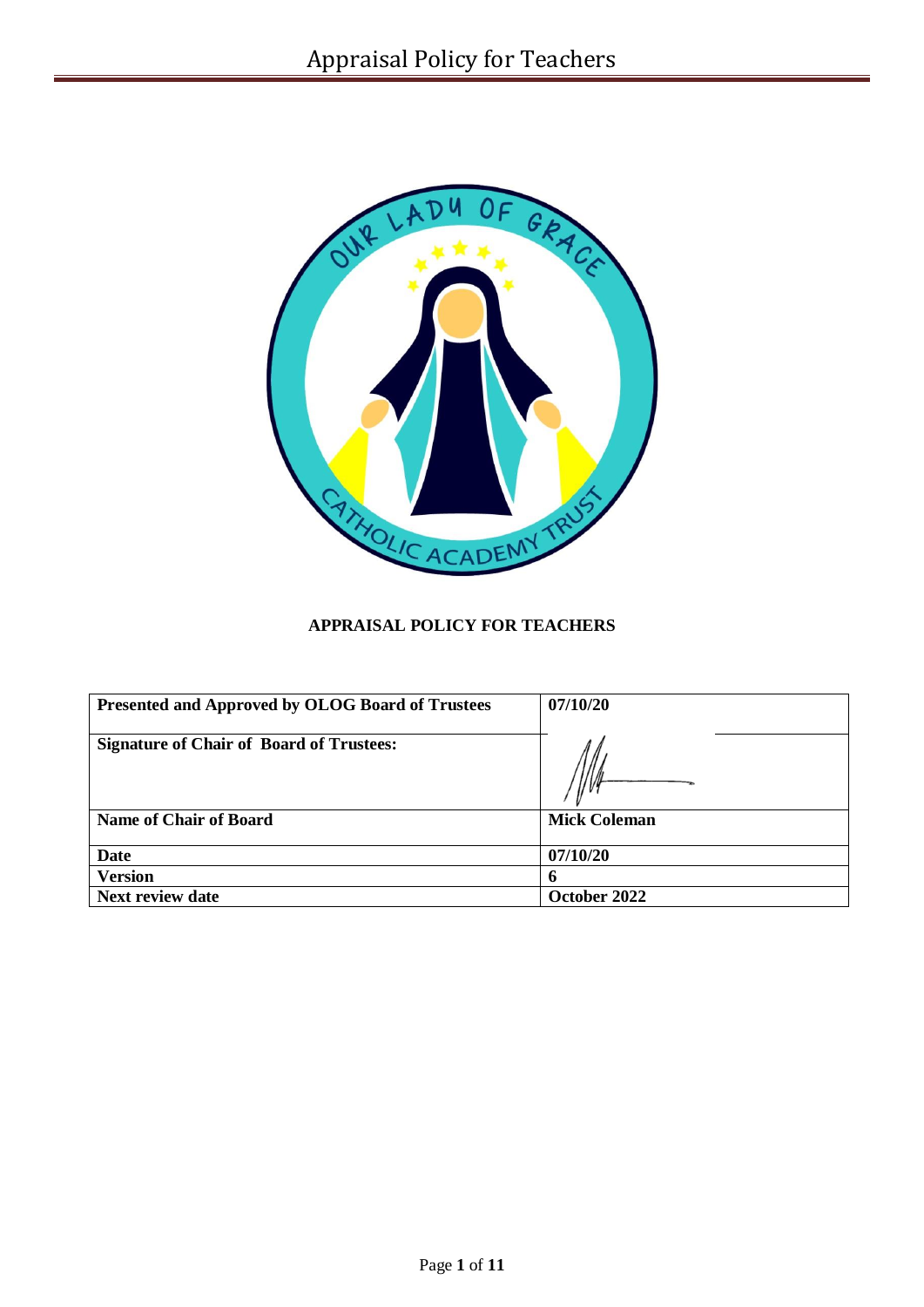# APPRAISAL POLICY FOR TEACHERS

| Presented and Approved by OLOG Board of Trustees | 07/10/20 |
|---|---|
| Signature of Chair of Board of Trustees: | |
| Name of Chair of Board | Mick Coleman |
| Date | 07/10/20 |
| Version | 6 |
| Next review date | October 2022 |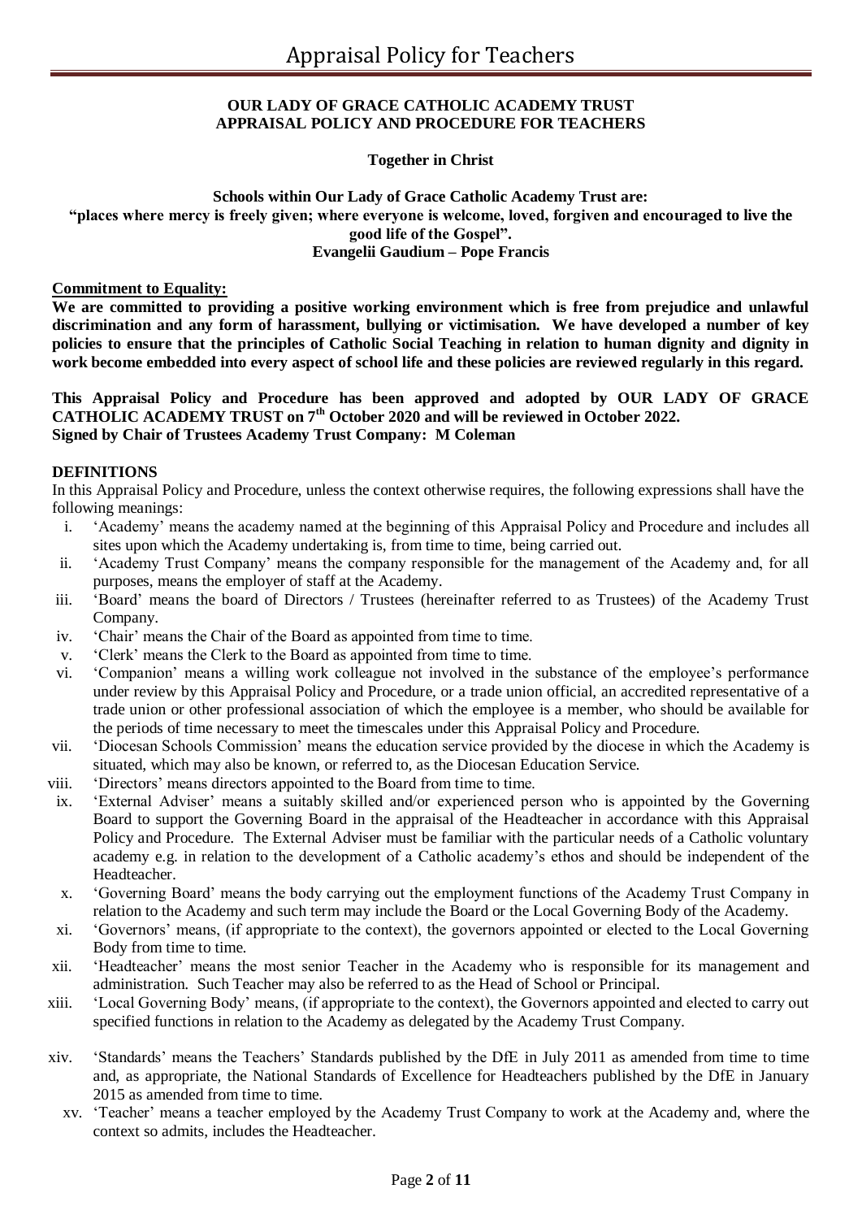**OUR LADY OF GRACE CATHOLIC ACADEMY TRUST**
**APPRAISAL POLICY AND PROCEDURE FOR TEACHERS**

**Together in Christ**

**Schools within Our Lady of Grace Catholic Academy Trust are:**
**"places where mercy is freely given; where everyone is welcome, loved, forgiven and encouraged to live the good life of the Gospel".**
**Evangelii Gaudium – Pope Francis**

**Commitment to Equality:**

**We are committed to providing a positive working environment which is free from prejudice and unlawful discrimination and any form of harassment, bullying or victimisation. We have developed a number of key policies to ensure that the principles of Catholic Social Teaching in relation to human dignity and dignity in work become embedded into every aspect of school life and these policies are reviewed regularly in this regard.**

**This Appraisal Policy and Procedure has been approved and adopted by OUR LADY OF GRACE CATHOLIC ACADEMY TRUST on 7th October 2020 and will be reviewed in October 2022.**
**Signed by Chair of Trustees Academy Trust Company: M Coleman**

**DEFINITIONS**

In this Appraisal Policy and Procedure, unless the context otherwise requires, the following expressions shall have the following meanings:

i. 'Academy' means the academy named at the beginning of this Appraisal Policy and Procedure and includes all sites upon which the Academy undertaking is, from time to time, being carried out.

ii. 'Academy Trust Company' means the company responsible for the management of the Academy and, for all purposes, means the employer of staff at the Academy.

iii. 'Board' means the board of Directors / Trustees (hereinafter referred to as Trustees) of the Academy Trust Company.

iv. 'Chair' means the Chair of the Board as appointed from time to time.

v. 'Clerk' means the Clerk to the Board as appointed from time to time.

vi. 'Companion' means a willing work colleague not involved in the substance of the employee's performance under review by this Appraisal Policy and Procedure, or a trade union official, an accredited representative of a trade union or other professional association of which the employee is a member, who should be available for the periods of time necessary to meet the timescales under this Appraisal Policy and Procedure.

vii. 'Diocesan Schools Commission' means the education service provided by the diocese in which the Academy is situated, which may also be known, or referred to, as the Diocesan Education Service.

viii. 'Directors' means directors appointed to the Board from time to time.

ix. 'External Adviser' means a suitably skilled and/or experienced person who is appointed by the Governing Board to support the Governing Board in the appraisal of the Headteacher in accordance with this Appraisal Policy and Procedure. The External Adviser must be familiar with the particular needs of a Catholic voluntary academy e.g. in relation to the development of a Catholic academy's ethos and should be independent of the Headteacher.

x. 'Governing Board' means the body carrying out the employment functions of the Academy Trust Company in relation to the Academy and such term may include the Board or the Local Governing Body of the Academy.

xi. 'Governors' means, (if appropriate to the context), the governors appointed or elected to the Local Governing Body from time to time.

xii. 'Headteacher' means the most senior Teacher in the Academy who is responsible for its management and administration. Such Teacher may also be referred to as the Head of School or Principal.

xiii. 'Local Governing Body' means, (if appropriate to the context), the Governors appointed and elected to carry out specified functions in relation to the Academy as delegated by the Academy Trust Company.

xiv. 'Standards' means the Teachers' Standards published by the DfE in July 2011 as amended from time to time and, as appropriate, the National Standards of Excellence for Headteachers published by the DfE in January 2015 as amended from time to time.

xv. 'Teacher' means a teacher employed by the Academy Trust Company to work at the Academy and, where the context so admits, includes the Headteacher.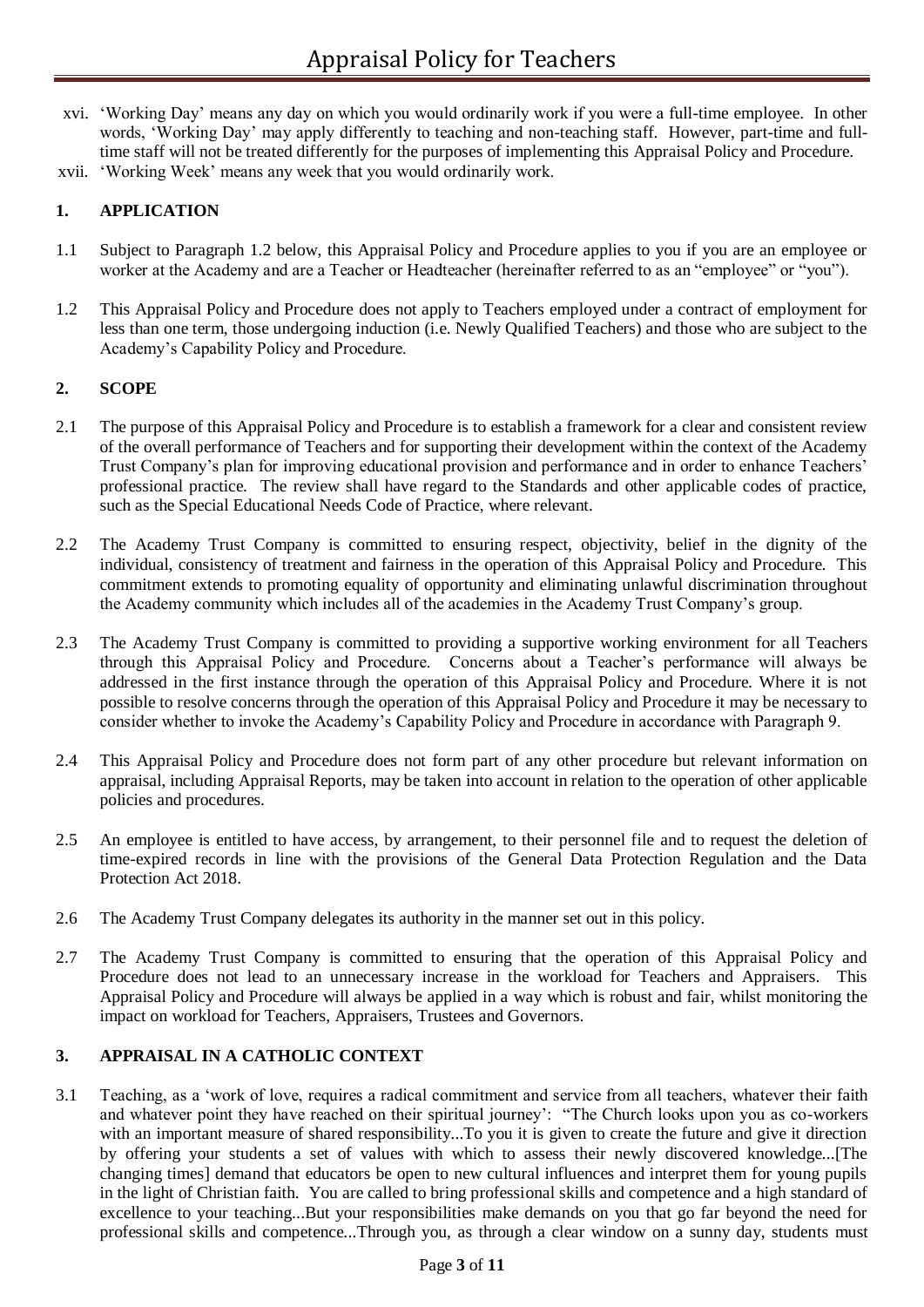- xvi. 'Working Day' means any day on which you would ordinarily work if you were a full-time employee. In other words, 'Working Day' may apply differently to teaching and non-teaching staff. However, part-time and full-time staff will not be treated differently for the purposes of implementing this Appraisal Policy and Procedure.
- xvii. 'Working Week' means any week that you would ordinarily work.

## 1. APPLICATION

1.1 Subject to Paragraph 1.2 below, this Appraisal Policy and Procedure applies to you if you are an employee or worker at the Academy and are a Teacher or Headteacher (hereinafter referred to as an "employee" or "you").

1.2 This Appraisal Policy and Procedure does not apply to Teachers employed under a contract of employment for less than one term, those undergoing induction (i.e. Newly Qualified Teachers) and those who are subject to the Academy's Capability Policy and Procedure.

## 2. SCOPE

2.1 The purpose of this Appraisal Policy and Procedure is to establish a framework for a clear and consistent review of the overall performance of Teachers and for supporting their development within the context of the Academy Trust Company's plan for improving educational provision and performance and in order to enhance Teachers' professional practice. The review shall have regard to the Standards and other applicable codes of practice, such as the Special Educational Needs Code of Practice, where relevant.

2.2 The Academy Trust Company is committed to ensuring respect, objectivity, belief in the dignity of the individual, consistency of treatment and fairness in the operation of this Appraisal Policy and Procedure. This commitment extends to promoting equality of opportunity and eliminating unlawful discrimination throughout the Academy community which includes all of the academies in the Academy Trust Company's group.

2.3 The Academy Trust Company is committed to providing a supportive working environment for all Teachers through this Appraisal Policy and Procedure. Concerns about a Teacher's performance will always be addressed in the first instance through the operation of this Appraisal Policy and Procedure. Where it is not possible to resolve concerns through the operation of this Appraisal Policy and Procedure it may be necessary to consider whether to invoke the Academy's Capability Policy and Procedure in accordance with Paragraph 9.

2.4 This Appraisal Policy and Procedure does not form part of any other procedure but relevant information on appraisal, including Appraisal Reports, may be taken into account in relation to the operation of other applicable policies and procedures.

2.5 An employee is entitled to have access, by arrangement, to their personnel file and to request the deletion of time-expired records in line with the provisions of the General Data Protection Regulation and the Data Protection Act 2018.

2.6 The Academy Trust Company delegates its authority in the manner set out in this policy.

2.7 The Academy Trust Company is committed to ensuring that the operation of this Appraisal Policy and Procedure does not lead to an unnecessary increase in the workload for Teachers and Appraisers. This Appraisal Policy and Procedure will always be applied in a way which is robust and fair, whilst monitoring the impact on workload for Teachers, Appraisers, Trustees and Governors.

## 3. APPRAISAL IN A CATHOLIC CONTEXT

3.1 Teaching, as a 'work of love, requires a radical commitment and service from all teachers, whatever their faith and whatever point they have reached on their spiritual journey': "The Church looks upon you as co-workers with an important measure of shared responsibility...To you it is given to create the future and give it direction by offering your students a set of values with which to assess their newly discovered knowledge...[The changing times] demand that educators be open to new cultural influences and interpret them for young pupils in the light of Christian faith. You are called to bring professional skills and competence and a high standard of excellence to your teaching...But your responsibilities make demands on you that go far beyond the need for professional skills and competence...Through you, as through a clear window on a sunny day, students must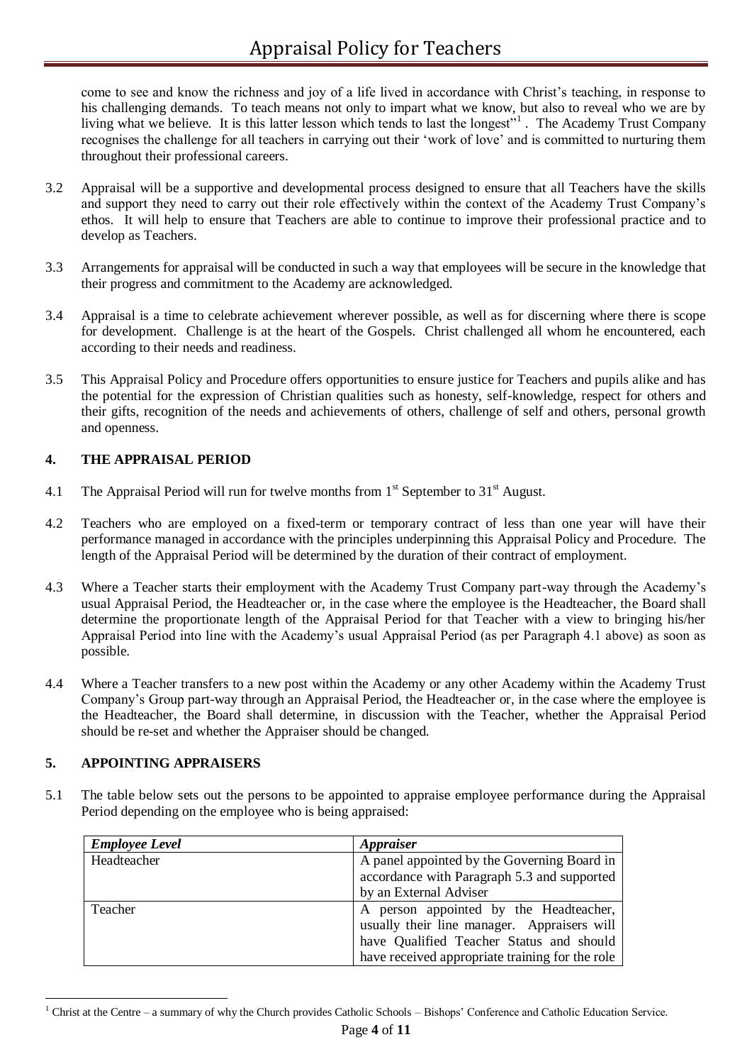come to see and know the richness and joy of a life lived in accordance with Christ's teaching, in response to his challenging demands. To teach means not only to impart what we know, but also to reveal who we are by living what we believe. It is this latter lesson which tends to last the longest"[1]. The Academy Trust Company recognises the challenge for all teachers in carrying out their 'work of love' and is committed to nurturing them throughout their professional careers.

3.2 Appraisal will be a supportive and developmental process designed to ensure that all Teachers have the skills and support they need to carry out their role effectively within the context of the Academy Trust Company's ethos. It will help to ensure that Teachers are able to continue to improve their professional practice and to develop as Teachers.

3.3 Arrangements for appraisal will be conducted in such a way that employees will be secure in the knowledge that their progress and commitment to the Academy are acknowledged.

3.4 Appraisal is a time to celebrate achievement wherever possible, as well as for discerning where there is scope for development. Challenge is at the heart of the Gospels. Christ challenged all whom he encountered, each according to their needs and readiness.

3.5 This Appraisal Policy and Procedure offers opportunities to ensure justice for Teachers and pupils alike and has the potential for the expression of Christian qualities such as honesty, self-knowledge, respect for others and their gifts, recognition of the needs and achievements of others, challenge of self and others, personal growth and openness.

## 4. THE APPRAISAL PERIOD

4.1 The Appraisal Period will run for twelve months from 1st September to 31st August.

4.2 Teachers who are employed on a fixed-term or temporary contract of less than one year will have their performance managed in accordance with the principles underpinning this Appraisal Policy and Procedure. The length of the Appraisal Period will be determined by the duration of their contract of employment.

4.3 Where a Teacher starts their employment with the Academy Trust Company part-way through the Academy's usual Appraisal Period, the Headteacher or, in the case where the employee is the Headteacher, the Board shall determine the proportionate length of the Appraisal Period for that Teacher with a view to bringing his/her Appraisal Period into line with the Academy's usual Appraisal Period (as per Paragraph 4.1 above) as soon as possible.

4.4 Where a Teacher transfers to a new post within the Academy or any other Academy within the Academy Trust Company's Group part-way through an Appraisal Period, the Headteacher or, in the case where the employee is the Headteacher, the Board shall determine, in discussion with the Teacher, whether the Appraisal Period should be re-set and whether the Appraiser should be changed.

## 5. APPOINTING APPRAISERS

5.1 The table below sets out the persons to be appointed to appraise employee performance during the Appraisal Period depending on the employee who is being appraised:

| *Employee Level* | *Appraiser* |
|---|---|
| Headteacher | A panel appointed by the Governing Board in accordance with Paragraph 5.3 and supported by an External Adviser |
| Teacher | A person appointed by the Headteacher, usually their line manager. Appraisers will have Qualified Teacher Status and should have received appropriate training for the role |

[1] Christ at the Centre – a summary of why the Church provides Catholic Schools – Bishops' Conference and Catholic Education Service.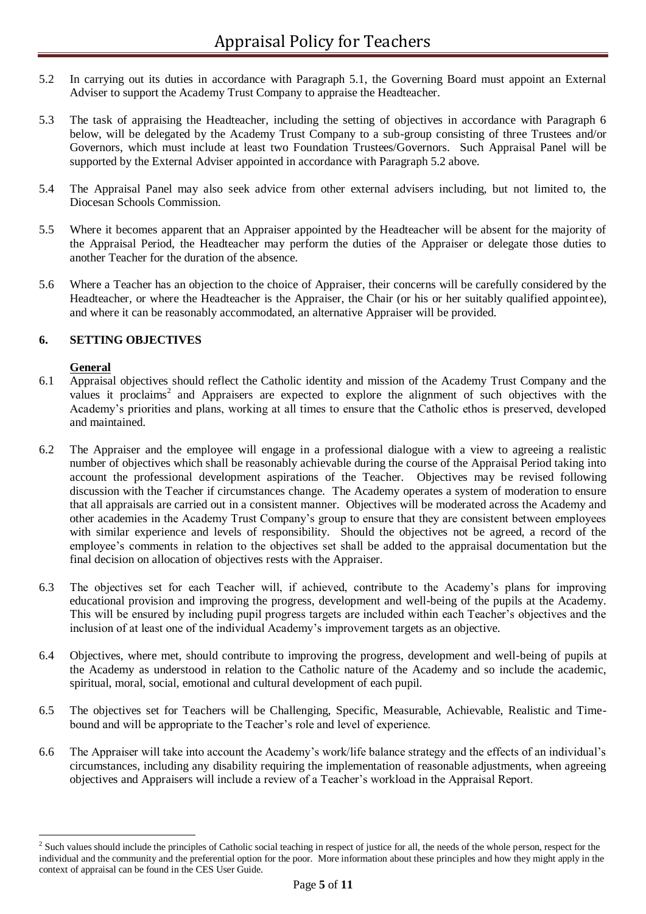5.2 In carrying out its duties in accordance with Paragraph 5.1, the Governing Board must appoint an External Adviser to support the Academy Trust Company to appraise the Headteacher.

5.3 The task of appraising the Headteacher, including the setting of objectives in accordance with Paragraph 6 below, will be delegated by the Academy Trust Company to a sub-group consisting of three Trustees and/or Governors, which must include at least two Foundation Trustees/Governors. Such Appraisal Panel will be supported by the External Adviser appointed in accordance with Paragraph 5.2 above.

5.4 The Appraisal Panel may also seek advice from other external advisers including, but not limited to, the Diocesan Schools Commission.

5.5 Where it becomes apparent that an Appraiser appointed by the Headteacher will be absent for the majority of the Appraisal Period, the Headteacher may perform the duties of the Appraiser or delegate those duties to another Teacher for the duration of the absence.

5.6 Where a Teacher has an objection to the choice of Appraiser, their concerns will be carefully considered by the Headteacher, or where the Headteacher is the Appraiser, the Chair (or his or her suitably qualified appointee), and where it can be reasonably accommodated, an alternative Appraiser will be provided.

## 6. SETTING OBJECTIVES

**General**

6.1 Appraisal objectives should reflect the Catholic identity and mission of the Academy Trust Company and the values it proclaims[2] and Appraisers are expected to explore the alignment of such objectives with the Academy's priorities and plans, working at all times to ensure that the Catholic ethos is preserved, developed and maintained.

6.2 The Appraiser and the employee will engage in a professional dialogue with a view to agreeing a realistic number of objectives which shall be reasonably achievable during the course of the Appraisal Period taking into account the professional development aspirations of the Teacher. Objectives may be revised following discussion with the Teacher if circumstances change. The Academy operates a system of moderation to ensure that all appraisals are carried out in a consistent manner. Objectives will be moderated across the Academy and other academies in the Academy Trust Company's group to ensure that they are consistent between employees with similar experience and levels of responsibility. Should the objectives not be agreed, a record of the employee's comments in relation to the objectives set shall be added to the appraisal documentation but the final decision on allocation of objectives rests with the Appraiser.

6.3 The objectives set for each Teacher will, if achieved, contribute to the Academy's plans for improving educational provision and improving the progress, development and well-being of the pupils at the Academy. This will be ensured by including pupil progress targets are included within each Teacher's objectives and the inclusion of at least one of the individual Academy's improvement targets as an objective.

6.4 Objectives, where met, should contribute to improving the progress, development and well-being of pupils at the Academy as understood in relation to the Catholic nature of the Academy and so include the academic, spiritual, moral, social, emotional and cultural development of each pupil.

6.5 The objectives set for Teachers will be Challenging, Specific, Measurable, Achievable, Realistic and Time-bound and will be appropriate to the Teacher's role and level of experience.

6.6 The Appraiser will take into account the Academy's work/life balance strategy and the effects of an individual's circumstances, including any disability requiring the implementation of reasonable adjustments, when agreeing objectives and Appraisers will include a review of a Teacher's workload in the Appraisal Report.

---

[2] Such values should include the principles of Catholic social teaching in respect of justice for all, the needs of the whole person, respect for the individual and the community and the preferential option for the poor. More information about these principles and how they might apply in the context of appraisal can be found in the CES User Guide.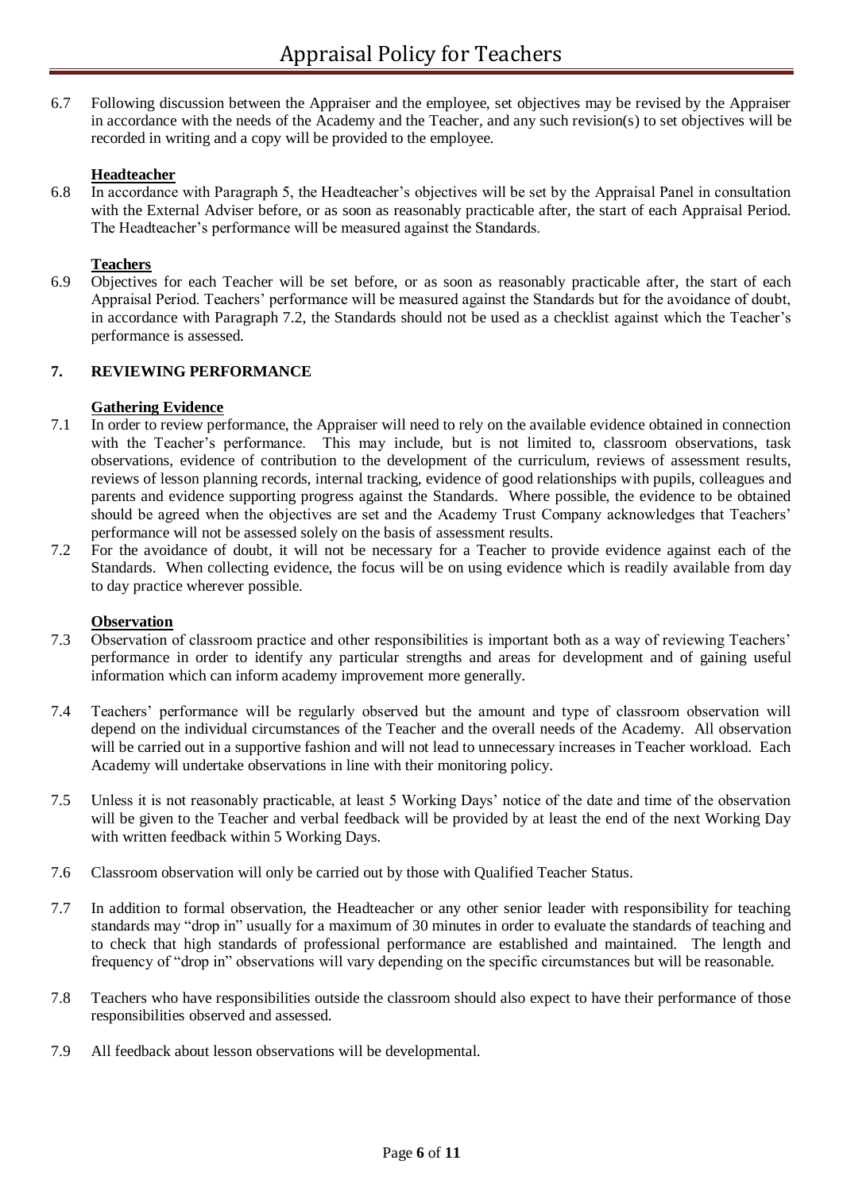6.7 Following discussion between the Appraiser and the employee, set objectives may be revised by the Appraiser in accordance with the needs of the Academy and the Teacher, and any such revision(s) to set objectives will be recorded in writing and a copy will be provided to the employee.

**Headteacher**

6.8 In accordance with Paragraph 5, the Headteacher's objectives will be set by the Appraisal Panel in consultation with the External Adviser before, or as soon as reasonably practicable after, the start of each Appraisal Period. The Headteacher's performance will be measured against the Standards.

**Teachers**

6.9 Objectives for each Teacher will be set before, or as soon as reasonably practicable after, the start of each Appraisal Period. Teachers' performance will be measured against the Standards but for the avoidance of doubt, in accordance with Paragraph 7.2, the Standards should not be used as a checklist against which the Teacher's performance is assessed.

## 7. REVIEWING PERFORMANCE

**Gathering Evidence**

7.1 In order to review performance, the Appraiser will need to rely on the available evidence obtained in connection with the Teacher's performance. This may include, but is not limited to, classroom observations, task observations, evidence of contribution to the development of the curriculum, reviews of assessment results, reviews of lesson planning records, internal tracking, evidence of good relationships with pupils, colleagues and parents and evidence supporting progress against the Standards. Where possible, the evidence to be obtained should be agreed when the objectives are set and the Academy Trust Company acknowledges that Teachers' performance will not be assessed solely on the basis of assessment results.

7.2 For the avoidance of doubt, it will not be necessary for a Teacher to provide evidence against each of the Standards. When collecting evidence, the focus will be on using evidence which is readily available from day to day practice wherever possible.

**Observation**

7.3 Observation of classroom practice and other responsibilities is important both as a way of reviewing Teachers' performance in order to identify any particular strengths and areas for development and of gaining useful information which can inform academy improvement more generally.

7.4 Teachers' performance will be regularly observed but the amount and type of classroom observation will depend on the individual circumstances of the Teacher and the overall needs of the Academy. All observation will be carried out in a supportive fashion and will not lead to unnecessary increases in Teacher workload. Each Academy will undertake observations in line with their monitoring policy.

7.5 Unless it is not reasonably practicable, at least 5 Working Days' notice of the date and time of the observation will be given to the Teacher and verbal feedback will be provided by at least the end of the next Working Day with written feedback within 5 Working Days.

7.6 Classroom observation will only be carried out by those with Qualified Teacher Status.

7.7 In addition to formal observation, the Headteacher or any other senior leader with responsibility for teaching standards may "drop in" usually for a maximum of 30 minutes in order to evaluate the standards of teaching and to check that high standards of professional performance are established and maintained. The length and frequency of "drop in" observations will vary depending on the specific circumstances but will be reasonable.

7.8 Teachers who have responsibilities outside the classroom should also expect to have their performance of those responsibilities observed and assessed.

7.9 All feedback about lesson observations will be developmental.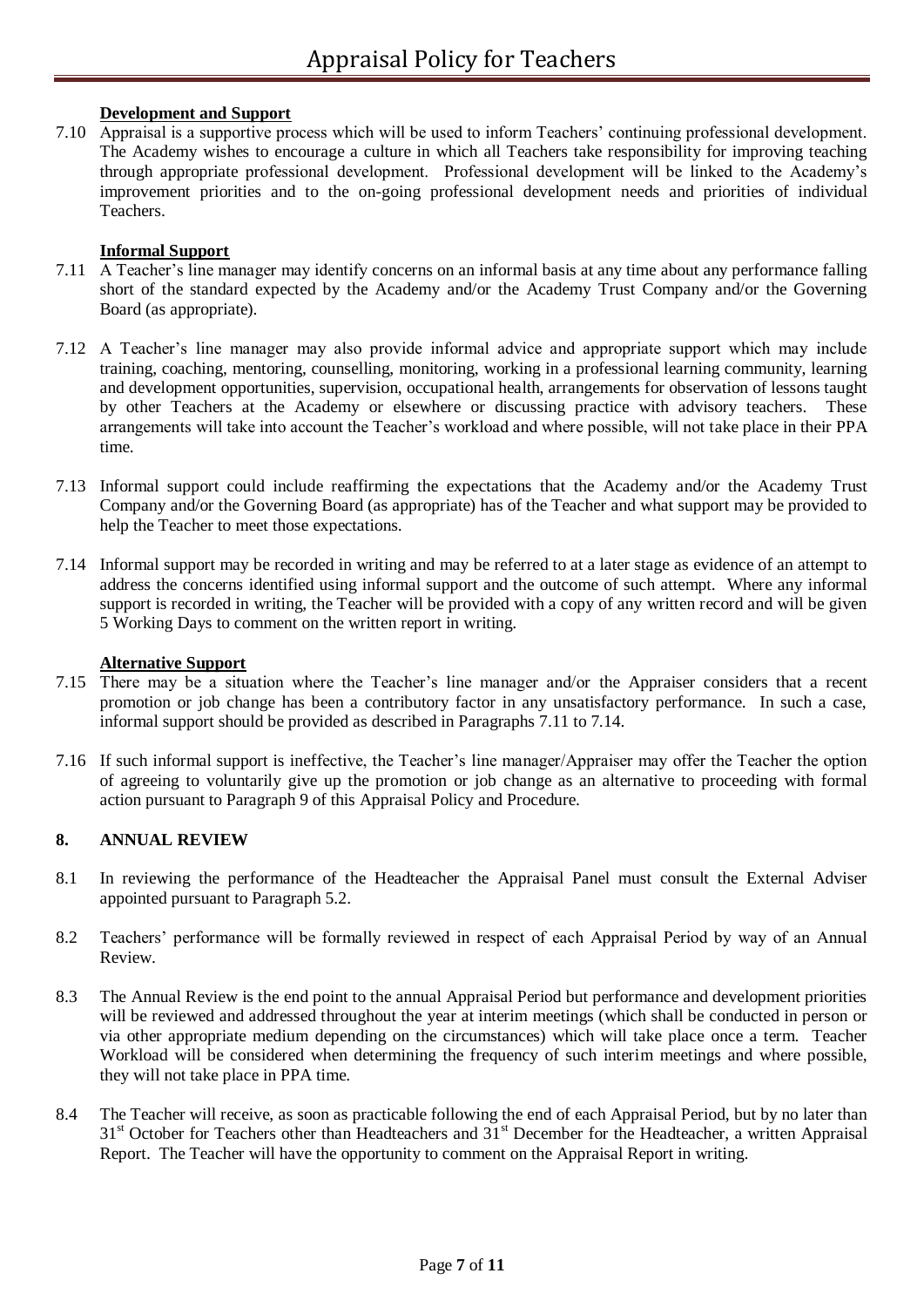**Development and Support**

7.10 Appraisal is a supportive process which will be used to inform Teachers' continuing professional development. The Academy wishes to encourage a culture in which all Teachers take responsibility for improving teaching through appropriate professional development. Professional development will be linked to the Academy's improvement priorities and to the on-going professional development needs and priorities of individual Teachers.

**Informal Support**

7.11 A Teacher's line manager may identify concerns on an informal basis at any time about any performance falling short of the standard expected by the Academy and/or the Academy Trust Company and/or the Governing Board (as appropriate).

7.12 A Teacher's line manager may also provide informal advice and appropriate support which may include training, coaching, mentoring, counselling, monitoring, working in a professional learning community, learning and development opportunities, supervision, occupational health, arrangements for observation of lessons taught by other Teachers at the Academy or elsewhere or discussing practice with advisory teachers. These arrangements will take into account the Teacher's workload and where possible, will not take place in their PPA time.

7.13 Informal support could include reaffirming the expectations that the Academy and/or the Academy Trust Company and/or the Governing Board (as appropriate) has of the Teacher and what support may be provided to help the Teacher to meet those expectations.

7.14 Informal support may be recorded in writing and may be referred to at a later stage as evidence of an attempt to address the concerns identified using informal support and the outcome of such attempt. Where any informal support is recorded in writing, the Teacher will be provided with a copy of any written record and will be given 5 Working Days to comment on the written report in writing.

**Alternative Support**

7.15 There may be a situation where the Teacher's line manager and/or the Appraiser considers that a recent promotion or job change has been a contributory factor in any unsatisfactory performance. In such a case, informal support should be provided as described in Paragraphs 7.11 to 7.14.

7.16 If such informal support is ineffective, the Teacher's line manager/Appraiser may offer the Teacher the option of agreeing to voluntarily give up the promotion or job change as an alternative to proceeding with formal action pursuant to Paragraph 9 of this Appraisal Policy and Procedure.

## 8. ANNUAL REVIEW

8.1 In reviewing the performance of the Headteacher the Appraisal Panel must consult the External Adviser appointed pursuant to Paragraph 5.2.

8.2 Teachers' performance will be formally reviewed in respect of each Appraisal Period by way of an Annual Review.

8.3 The Annual Review is the end point to the annual Appraisal Period but performance and development priorities will be reviewed and addressed throughout the year at interim meetings (which shall be conducted in person or via other appropriate medium depending on the circumstances) which will take place once a term. Teacher Workload will be considered when determining the frequency of such interim meetings and where possible, they will not take place in PPA time.

8.4 The Teacher will receive, as soon as practicable following the end of each Appraisal Period, but by no later than 31st October for Teachers other than Headteachers and 31st December for the Headteacher, a written Appraisal Report. The Teacher will have the opportunity to comment on the Appraisal Report in writing.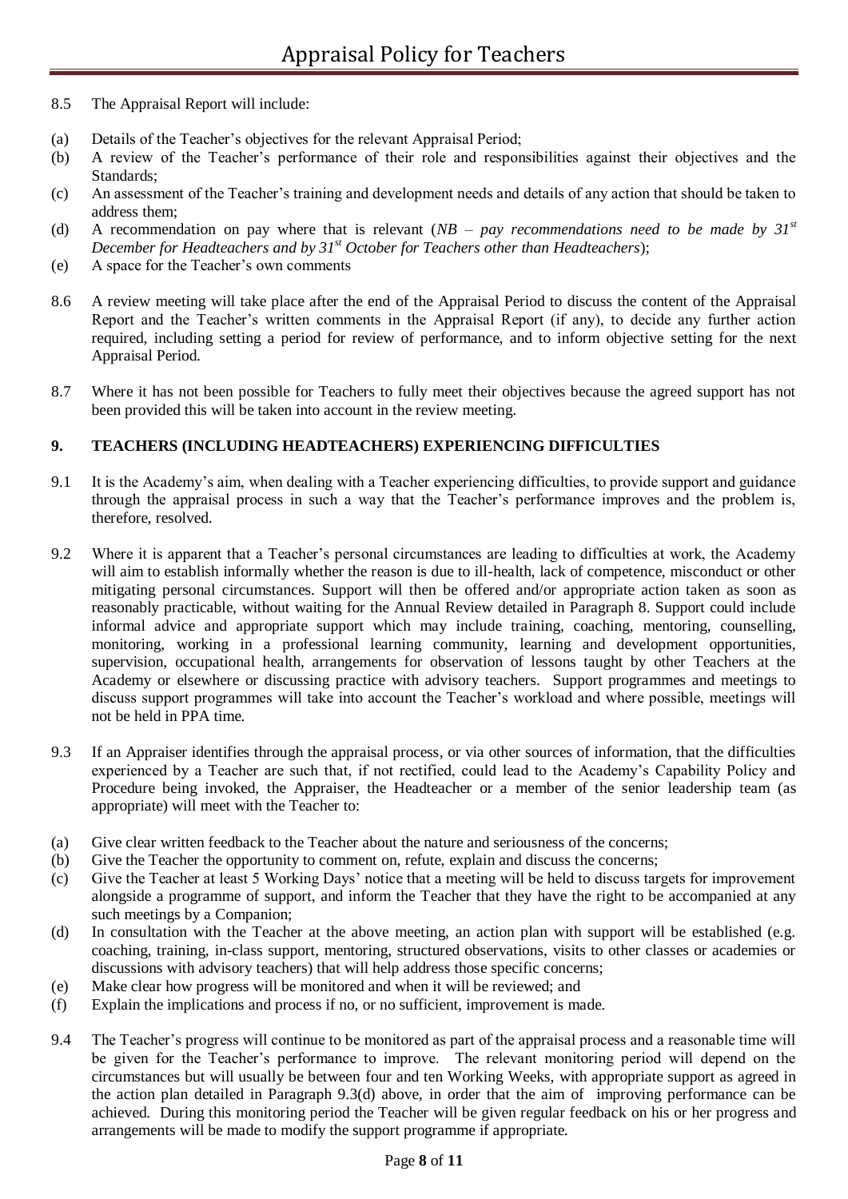8.5 The Appraisal Report will include:

(a) Details of the Teacher's objectives for the relevant Appraisal Period;
(b) A review of the Teacher's performance of their role and responsibilities against their objectives and the Standards;
(c) An assessment of the Teacher's training and development needs and details of any action that should be taken to address them;
(d) A recommendation on pay where that is relevant (*NB – pay recommendations need to be made by 31st December for Headteachers and by 31st October for Teachers other than Headteachers*);
(e) A space for the Teacher's own comments

8.6 A review meeting will take place after the end of the Appraisal Period to discuss the content of the Appraisal Report and the Teacher's written comments in the Appraisal Report (if any), to decide any further action required, including setting a period for review of performance, and to inform objective setting for the next Appraisal Period.

8.7 Where it has not been possible for Teachers to fully meet their objectives because the agreed support has not been provided this will be taken into account in the review meeting.

## 9. TEACHERS (INCLUDING HEADTEACHERS) EXPERIENCING DIFFICULTIES

9.1 It is the Academy's aim, when dealing with a Teacher experiencing difficulties, to provide support and guidance through the appraisal process in such a way that the Teacher's performance improves and the problem is, therefore, resolved.

9.2 Where it is apparent that a Teacher's personal circumstances are leading to difficulties at work, the Academy will aim to establish informally whether the reason is due to ill-health, lack of competence, misconduct or other mitigating personal circumstances. Support will then be offered and/or appropriate action taken as soon as reasonably practicable, without waiting for the Annual Review detailed in Paragraph 8. Support could include informal advice and appropriate support which may include training, coaching, mentoring, counselling, monitoring, working in a professional learning community, learning and development opportunities, supervision, occupational health, arrangements for observation of lessons taught by other Teachers at the Academy or elsewhere or discussing practice with advisory teachers. Support programmes and meetings to discuss support programmes will take into account the Teacher's workload and where possible, meetings will not be held in PPA time.

9.3 If an Appraiser identifies through the appraisal process, or via other sources of information, that the difficulties experienced by a Teacher are such that, if not rectified, could lead to the Academy's Capability Policy and Procedure being invoked, the Appraiser, the Headteacher or a member of the senior leadership team (as appropriate) will meet with the Teacher to:

(a) Give clear written feedback to the Teacher about the nature and seriousness of the concerns;
(b) Give the Teacher the opportunity to comment on, refute, explain and discuss the concerns;
(c) Give the Teacher at least 5 Working Days' notice that a meeting will be held to discuss targets for improvement alongside a programme of support, and inform the Teacher that they have the right to be accompanied at any such meetings by a Companion;
(d) In consultation with the Teacher at the above meeting, an action plan with support will be established (e.g. coaching, training, in-class support, mentoring, structured observations, visits to other classes or academies or discussions with advisory teachers) that will help address those specific concerns;
(e) Make clear how progress will be monitored and when it will be reviewed; and
(f) Explain the implications and process if no, or no sufficient, improvement is made.

9.4 The Teacher's progress will continue to be monitored as part of the appraisal process and a reasonable time will be given for the Teacher's performance to improve. The relevant monitoring period will depend on the circumstances but will usually be between four and ten Working Weeks, with appropriate support as agreed in the action plan detailed in Paragraph 9.3(d) above, in order that the aim of improving performance can be achieved. During this monitoring period the Teacher will be given regular feedback on his or her progress and arrangements will be made to modify the support programme if appropriate.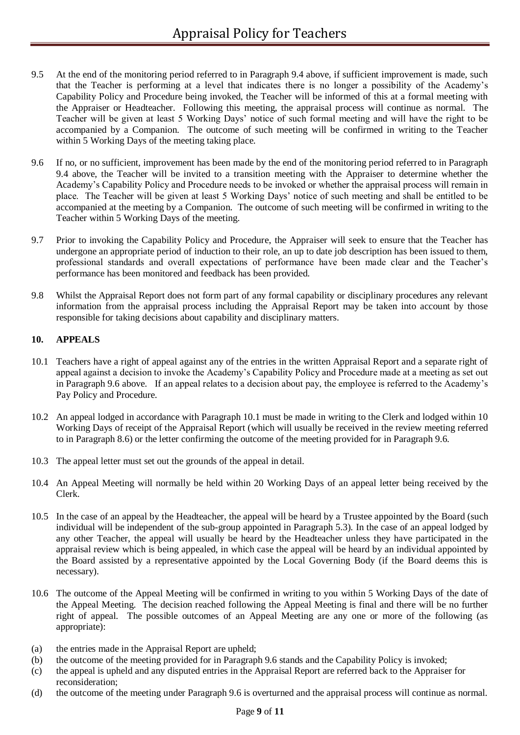9.5 At the end of the monitoring period referred to in Paragraph 9.4 above, if sufficient improvement is made, such that the Teacher is performing at a level that indicates there is no longer a possibility of the Academy's Capability Policy and Procedure being invoked, the Teacher will be informed of this at a formal meeting with the Appraiser or Headteacher. Following this meeting, the appraisal process will continue as normal. The Teacher will be given at least 5 Working Days' notice of such formal meeting and will have the right to be accompanied by a Companion. The outcome of such meeting will be confirmed in writing to the Teacher within 5 Working Days of the meeting taking place.

9.6 If no, or no sufficient, improvement has been made by the end of the monitoring period referred to in Paragraph 9.4 above, the Teacher will be invited to a transition meeting with the Appraiser to determine whether the Academy's Capability Policy and Procedure needs to be invoked or whether the appraisal process will remain in place. The Teacher will be given at least 5 Working Days' notice of such meeting and shall be entitled to be accompanied at the meeting by a Companion. The outcome of such meeting will be confirmed in writing to the Teacher within 5 Working Days of the meeting.

9.7 Prior to invoking the Capability Policy and Procedure, the Appraiser will seek to ensure that the Teacher has undergone an appropriate period of induction to their role, an up to date job description has been issued to them, professional standards and overall expectations of performance have been made clear and the Teacher's performance has been monitored and feedback has been provided.

9.8 Whilst the Appraisal Report does not form part of any formal capability or disciplinary procedures any relevant information from the appraisal process including the Appraisal Report may be taken into account by those responsible for taking decisions about capability and disciplinary matters.

## 10. APPEALS

10.1 Teachers have a right of appeal against any of the entries in the written Appraisal Report and a separate right of appeal against a decision to invoke the Academy's Capability Policy and Procedure made at a meeting as set out in Paragraph 9.6 above. If an appeal relates to a decision about pay, the employee is referred to the Academy's Pay Policy and Procedure.

10.2 An appeal lodged in accordance with Paragraph 10.1 must be made in writing to the Clerk and lodged within 10 Working Days of receipt of the Appraisal Report (which will usually be received in the review meeting referred to in Paragraph 8.6) or the letter confirming the outcome of the meeting provided for in Paragraph 9.6.

10.3 The appeal letter must set out the grounds of the appeal in detail.

10.4 An Appeal Meeting will normally be held within 20 Working Days of an appeal letter being received by the Clerk.

10.5 In the case of an appeal by the Headteacher, the appeal will be heard by a Trustee appointed by the Board (such individual will be independent of the sub-group appointed in Paragraph 5.3). In the case of an appeal lodged by any other Teacher, the appeal will usually be heard by the Headteacher unless they have participated in the appraisal review which is being appealed, in which case the appeal will be heard by an individual appointed by the Board assisted by a representative appointed by the Local Governing Body (if the Board deems this is necessary).

10.6 The outcome of the Appeal Meeting will be confirmed in writing to you within 5 Working Days of the date of the Appeal Meeting. The decision reached following the Appeal Meeting is final and there will be no further right of appeal. The possible outcomes of an Appeal Meeting are any one or more of the following (as appropriate):

(a) the entries made in the Appraisal Report are upheld;

(b) the outcome of the meeting provided for in Paragraph 9.6 stands and the Capability Policy is invoked;

(c) the appeal is upheld and any disputed entries in the Appraisal Report are referred back to the Appraiser for reconsideration;

(d) the outcome of the meeting under Paragraph 9.6 is overturned and the appraisal process will continue as normal.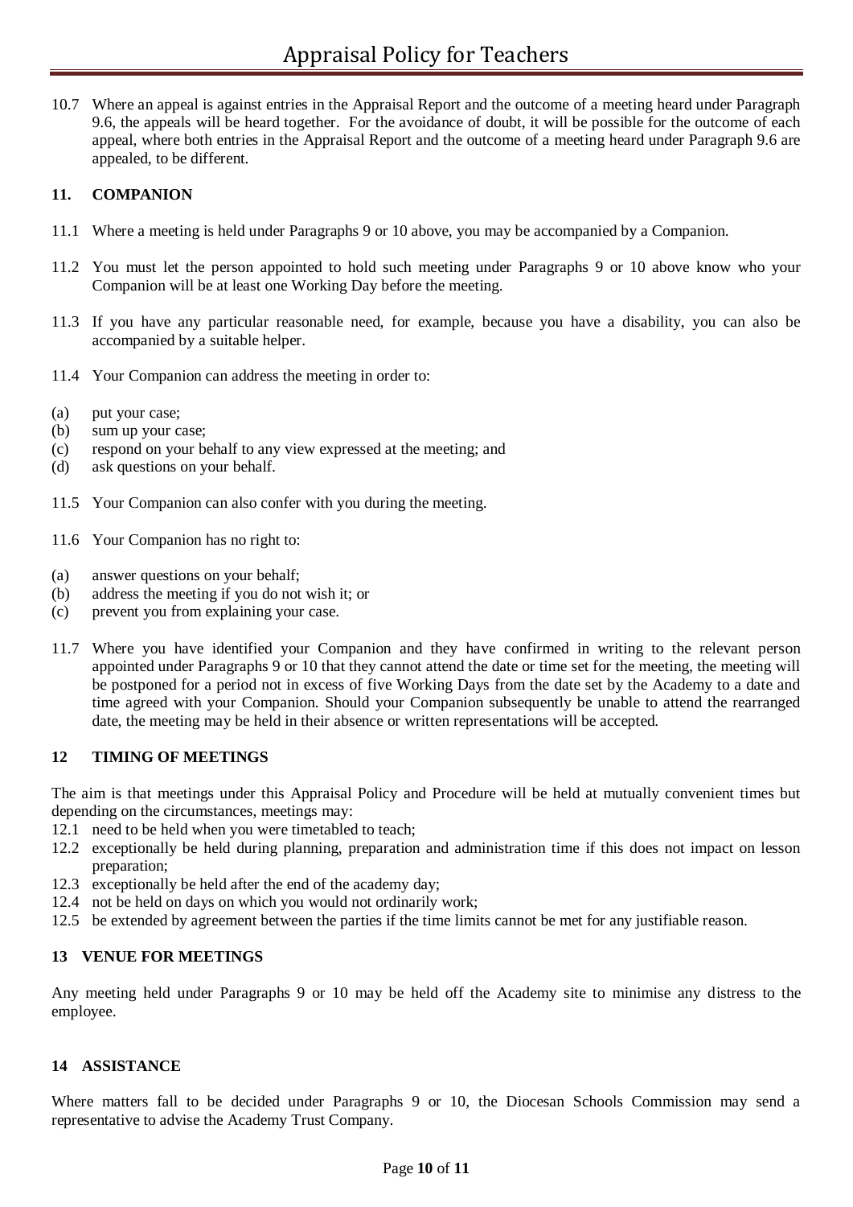10.7 Where an appeal is against entries in the Appraisal Report and the outcome of a meeting heard under Paragraph 9.6, the appeals will be heard together. For the avoidance of doubt, it will be possible for the outcome of each appeal, where both entries in the Appraisal Report and the outcome of a meeting heard under Paragraph 9.6 are appealed, to be different.

## 11. COMPANION

11.1 Where a meeting is held under Paragraphs 9 or 10 above, you may be accompanied by a Companion.

11.2 You must let the person appointed to hold such meeting under Paragraphs 9 or 10 above know who your Companion will be at least one Working Day before the meeting.

11.3 If you have any particular reasonable need, for example, because you have a disability, you can also be accompanied by a suitable helper.

11.4 Your Companion can address the meeting in order to:

(a) put your case;
(b) sum up your case;
(c) respond on your behalf to any view expressed at the meeting; and
(d) ask questions on your behalf.

11.5 Your Companion can also confer with you during the meeting.

11.6 Your Companion has no right to:

(a) answer questions on your behalf;
(b) address the meeting if you do not wish it; or
(c) prevent you from explaining your case.

11.7 Where you have identified your Companion and they have confirmed in writing to the relevant person appointed under Paragraphs 9 or 10 that they cannot attend the date or time set for the meeting, the meeting will be postponed for a period not in excess of five Working Days from the date set by the Academy to a date and time agreed with your Companion. Should your Companion subsequently be unable to attend the rearranged date, the meeting may be held in their absence or written representations will be accepted.

## 12 TIMING OF MEETINGS

The aim is that meetings under this Appraisal Policy and Procedure will be held at mutually convenient times but depending on the circumstances, meetings may:

12.1 need to be held when you were timetabled to teach;
12.2 exceptionally be held during planning, preparation and administration time if this does not impact on lesson preparation;
12.3 exceptionally be held after the end of the academy day;
12.4 not be held on days on which you would not ordinarily work;
12.5 be extended by agreement between the parties if the time limits cannot be met for any justifiable reason.

## 13 VENUE FOR MEETINGS

Any meeting held under Paragraphs 9 or 10 may be held off the Academy site to minimise any distress to the employee.

## 14 ASSISTANCE

Where matters fall to be decided under Paragraphs 9 or 10, the Diocesan Schools Commission may send a representative to advise the Academy Trust Company.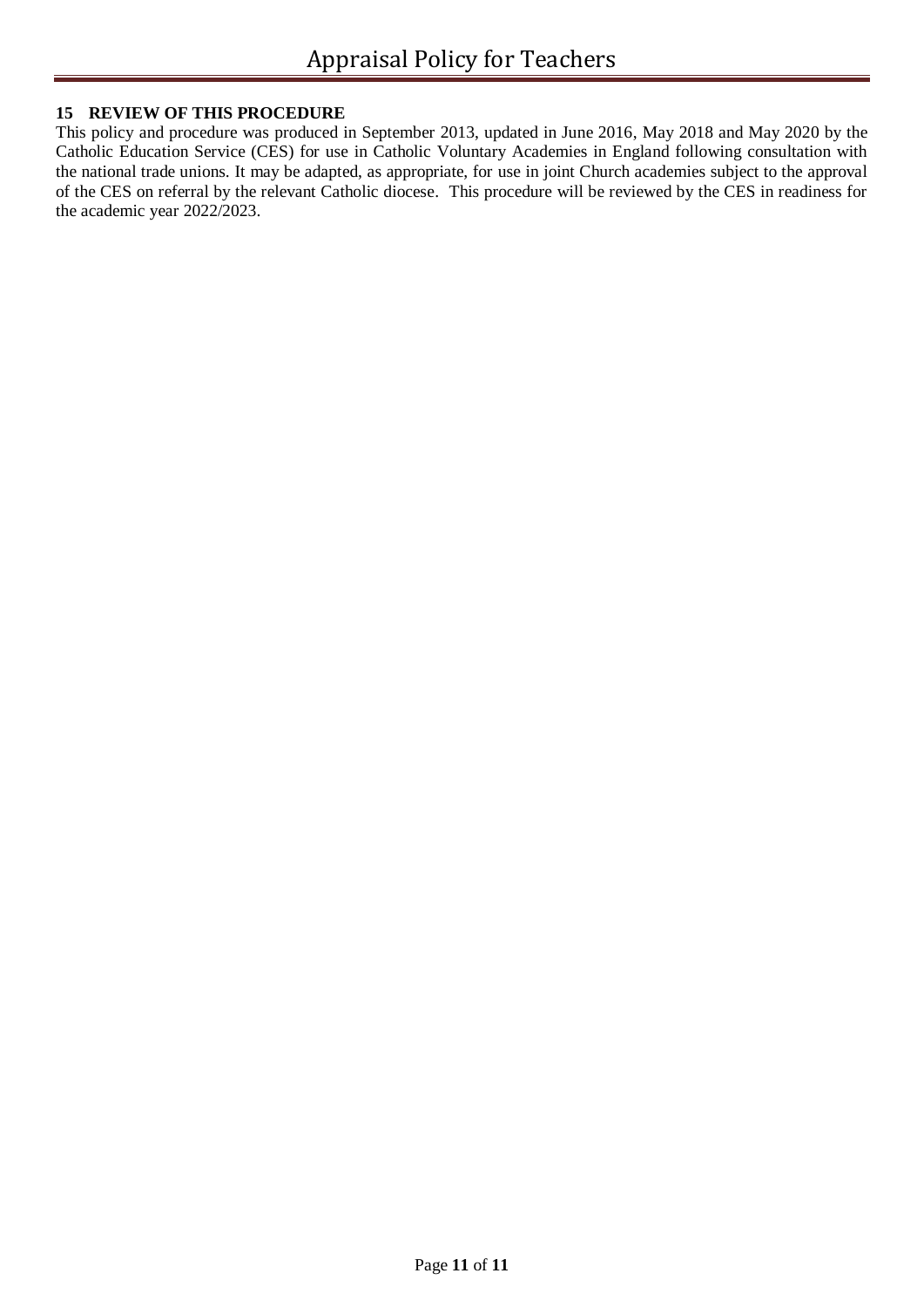## 15 REVIEW OF THIS PROCEDURE

This policy and procedure was produced in September 2013, updated in June 2016, May 2018 and May 2020 by the Catholic Education Service (CES) for use in Catholic Voluntary Academies in England following consultation with the national trade unions. It may be adapted, as appropriate, for use in joint Church academies subject to the approval of the CES on referral by the relevant Catholic diocese. This procedure will be reviewed by the CES in readiness for the academic year 2022/2023.